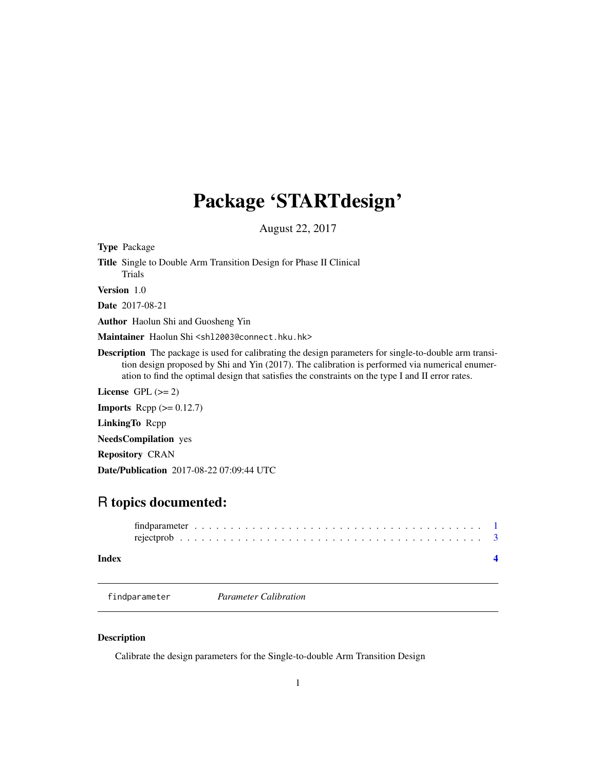# Package 'STARTdesign'

August 22, 2017

**Type** Package

**Title** Single to Double Arm Transition Design for Phase II Clinical Trials

**Version** 1.0

**Date** 2017-08-21

**Author** Haolun Shi and Guosheng Yin

**Maintainer** Haolun Shi <shl2003@connect.hku.hk>

**Description** The package is used for calibrating the design parameters for single-to-double arm transition design proposed by Shi and Yin (2017). The calibration is performed via numerical enumeration to find the optimal design that satisfies the constraints on the type I and II error rates.

**License** GPL (>= 2)

**Imports** Rcpp (>= 0.12.7)

**LinkingTo** Rcpp

**NeedsCompilation** yes

**Repository** CRAN

**Date/Publication** 2017-08-22 07:09:44 UTC

## R topics documented:

findparameter . . . . . . . . . . . . . . . . . . . . . . . . . . . . . . . . . . . . . . . . 1
rejectprob . . . . . . . . . . . . . . . . . . . . . . . . . . . . . . . . . . . . . . . . . . 3

**Index** **4**

---

`findparameter` *Parameter Calibration*

---

### Description

Calibrate the design parameters for the Single-to-double Arm Transition Design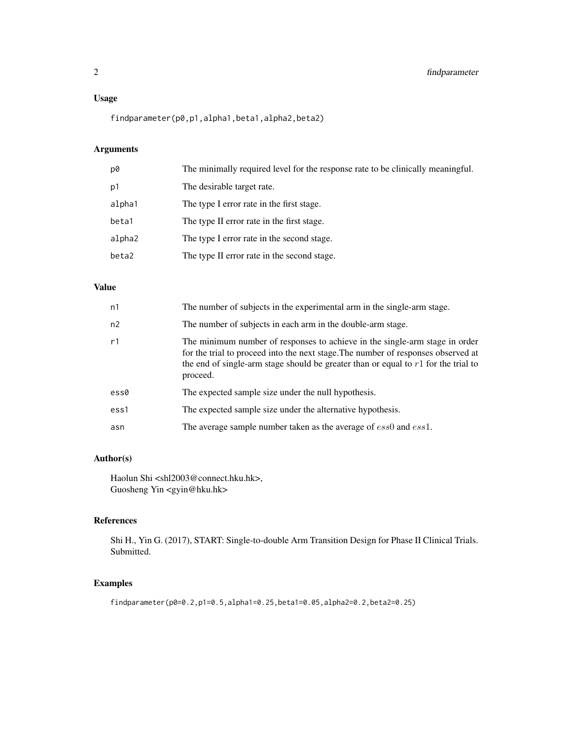### Usage

```
findparameter(p0,p1,alpha1,beta1,alpha2,beta2)
```

### Arguments

| | |
|---|---|
| p0 | The minimally required level for the response rate to be clinically meaningful. |
| p1 | The desirable target rate. |
| alpha1 | The type I error rate in the first stage. |
| beta1 | The type II error rate in the first stage. |
| alpha2 | The type I error rate in the second stage. |
| beta2 | The type II error rate in the second stage. |

### Value

| | |
|---|---|
| n1 | The number of subjects in the experimental arm in the single-arm stage. |
| n2 | The number of subjects in each arm in the double-arm stage. |
| r1 | The minimum number of responses to achieve in the single-arm stage in order for the trial to proceed into the next stage.The number of responses observed at the end of single-arm stage should be greater than or equal to $r1$ for the trial to proceed. |
| ess0 | The expected sample size under the null hypothesis. |
| ess1 | The expected sample size under the alternative hypothesis. |
| asn | The average sample number taken as the average of $ess0$ and $ess1$. |

### Author(s)

Haolun Shi <shl2003@connect.hku.hk>,
Guosheng Yin <gyin@hku.hk>

### References

Shi H., Yin G. (2017), START: Single-to-double Arm Transition Design for Phase II Clinical Trials. Submitted.

### Examples

```
findparameter(p0=0.2,p1=0.5,alpha1=0.25,beta1=0.05,alpha2=0.2,beta2=0.25)
```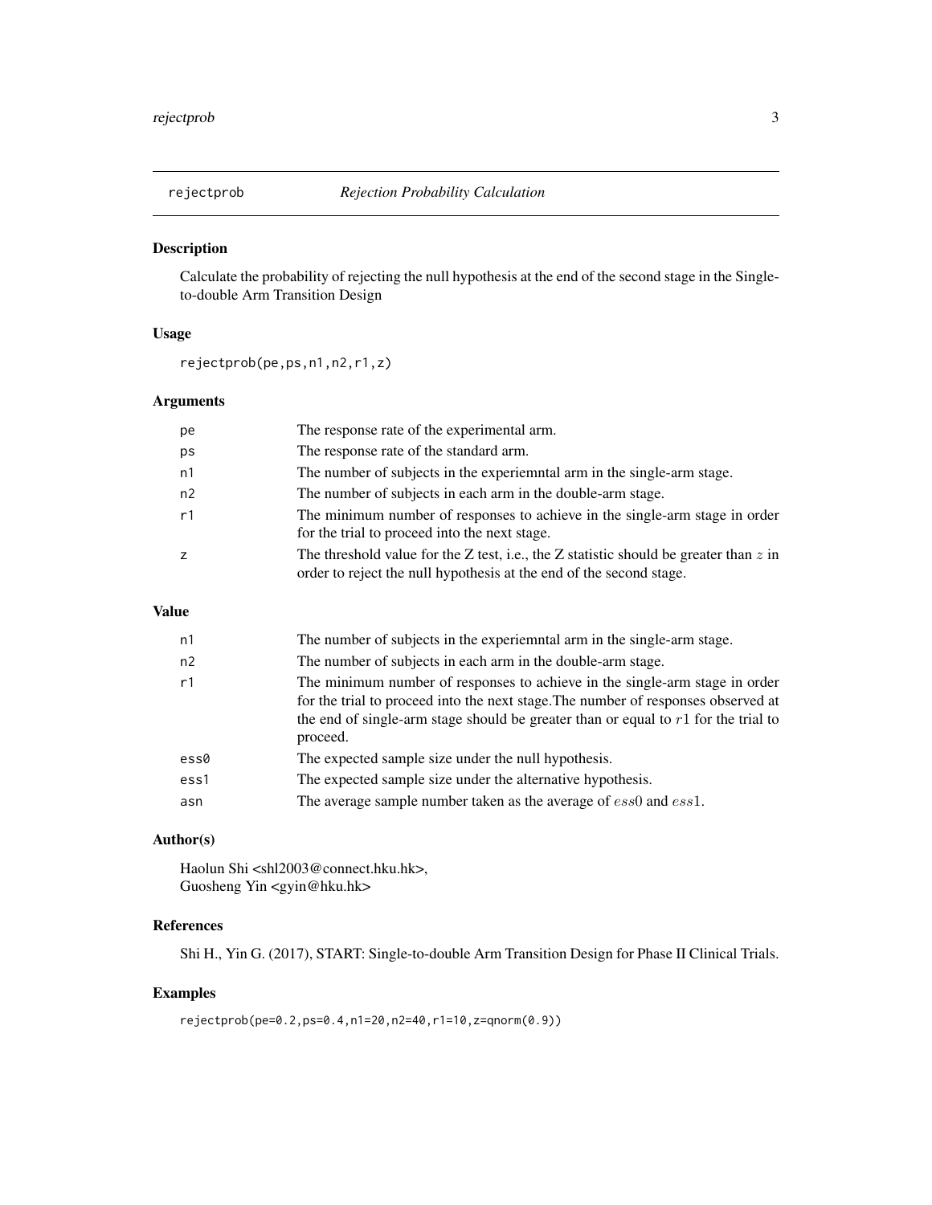# rejectprob — *Rejection Probability Calculation*

## Description

Calculate the probability of rejecting the null hypothesis at the end of the second stage in the Single-to-double Arm Transition Design

## Usage

```
rejectprob(pe,ps,n1,n2,r1,z)
```

## Arguments

| | |
|---|---|
| pe | The response rate of the experimental arm. |
| ps | The response rate of the standard arm. |
| n1 | The number of subjects in the experiemntal arm in the single-arm stage. |
| n2 | The number of subjects in each arm in the double-arm stage. |
| r1 | The minimum number of responses to achieve in the single-arm stage in order for the trial to proceed into the next stage. |
| z | The threshold value for the Z test, i.e., the Z statistic should be greater than $z$ in order to reject the null hypothesis at the end of the second stage. |

## Value

| | |
|---|---|
| n1 | The number of subjects in the experiemntal arm in the single-arm stage. |
| n2 | The number of subjects in each arm in the double-arm stage. |
| r1 | The minimum number of responses to achieve in the single-arm stage in order for the trial to proceed into the next stage.The number of responses observed at the end of single-arm stage should be greater than or equal to $r1$ for the trial to proceed. |
| ess0 | The expected sample size under the null hypothesis. |
| ess1 | The expected sample size under the alternative hypothesis. |
| asn | The average sample number taken as the average of $ess0$ and $ess1$. |

## Author(s)

Haolun Shi <shl2003@connect.hku.hk>,
Guosheng Yin <gyin@hku.hk>

## References

Shi H., Yin G. (2017), START: Single-to-double Arm Transition Design for Phase II Clinical Trials.

## Examples

```
rejectprob(pe=0.2,ps=0.4,n1=20,n2=40,r1=10,z=qnorm(0.9))
```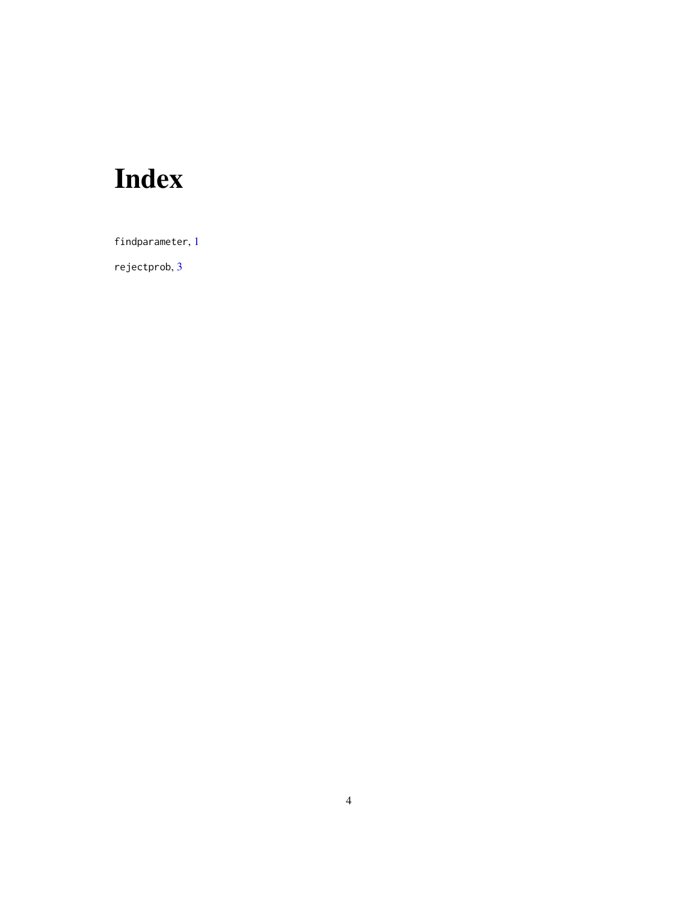# Index

findparameter, 1

rejectprob, 3